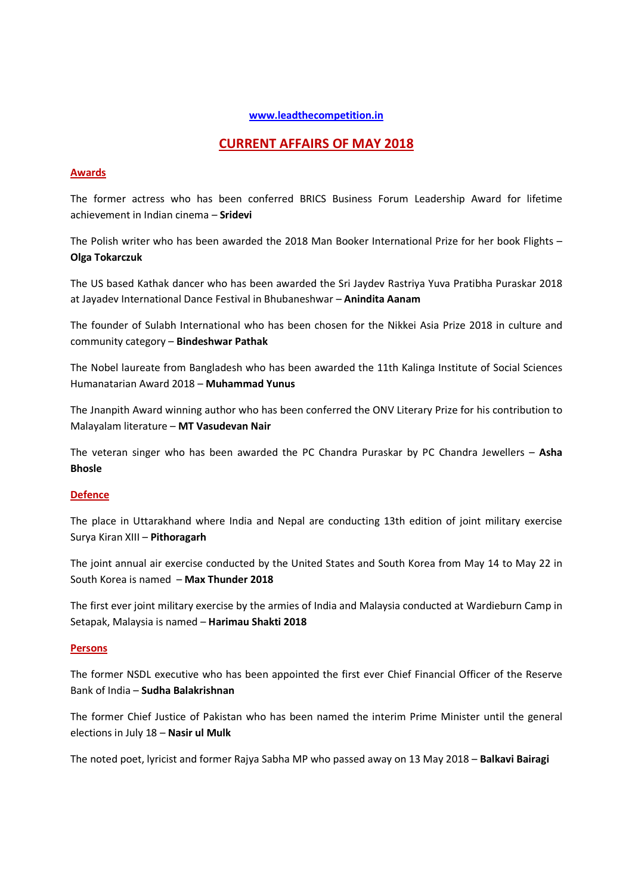[www.leadthecompetition.in](www.leadthecompetition.in)

# CURRENT AFFAIRS OF MAY 2018

## Awards

The former actress who has been conferred BRICS Business Forum Leadership Award for lifetime achievement in Indian cinema – **Sridevi**

The Polish writer who has been awarded the 2018 Man Booker International Prize for her book Flights – **Olga Tokarczuk**

The US based Kathak dancer who has been awarded the Sri Jaydev Rastriya Yuva Pratibha Puraskar 2018 at Jayadev International Dance Festival in Bhubaneshwar – **Anindita Aanam**

The founder of Sulabh International who has been chosen for the Nikkei Asia Prize 2018 in culture and community category – **Bindeshwar Pathak**

The Nobel laureate from Bangladesh who has been awarded the 11th Kalinga Institute of Social Sciences Humanatarian Award 2018 – **Muhammad Yunus**

The Jnanpith Award winning author who has been conferred the ONV Literary Prize for his contribution to Malayalam literature – **MT Vasudevan Nair**

The veteran singer who has been awarded the PC Chandra Puraskar by PC Chandra Jewellers – **Asha Bhosle**

## Defence

The place in Uttarakhand where India and Nepal are conducting 13th edition of joint military exercise Surya Kiran XIII – **Pithoragarh**

The joint annual air exercise conducted by the United States and South Korea from May 14 to May 22 in South Korea is named – **Max Thunder 2018**

The first ever joint military exercise by the armies of India and Malaysia conducted at Wardieburn Camp in Setapak, Malaysia is named – **Harimau Shakti 2018**

## Persons

The former NSDL executive who has been appointed the first ever Chief Financial Officer of the Reserve Bank of India – **Sudha Balakrishnan**

The former Chief Justice of Pakistan who has been named the interim Prime Minister until the general elections in July 18 – **Nasir ul Mulk**

The noted poet, lyricist and former Rajya Sabha MP who passed away on 13 May 2018 – **Balkavi Bairagi**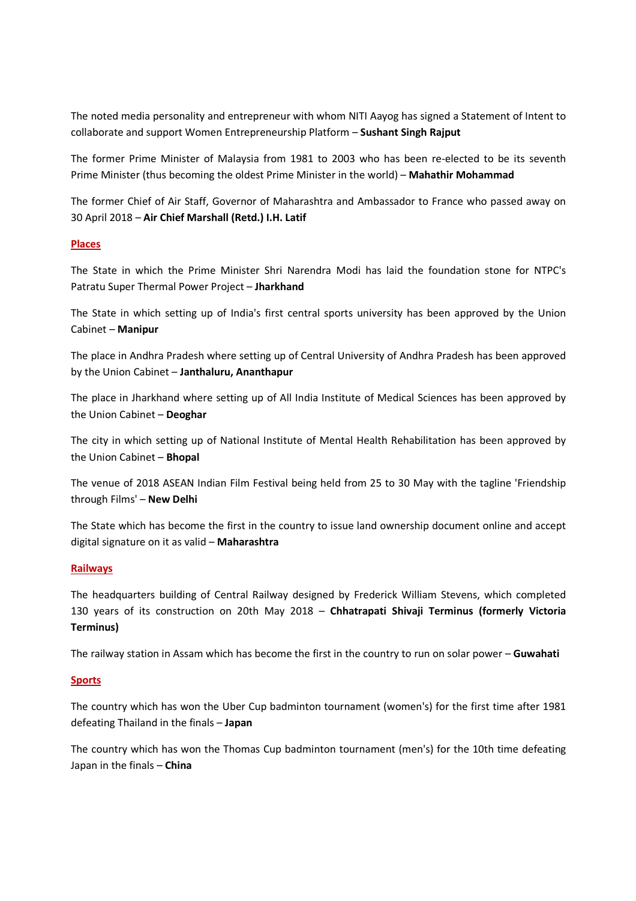The noted media personality and entrepreneur with whom NITI Aayog has signed a Statement of Intent to collaborate and support Women Entrepreneurship Platform – **Sushant Singh Rajput**

The former Prime Minister of Malaysia from 1981 to 2003 who has been re-elected to be its seventh Prime Minister (thus becoming the oldest Prime Minister in the world) – **Mahathir Mohammad**

The former Chief of Air Staff, Governor of Maharashtra and Ambassador to France who passed away on 30 April 2018 – **Air Chief Marshall (Retd.) I.H. Latif**

## Places

The State in which the Prime Minister Shri Narendra Modi has laid the foundation stone for NTPC's Patratu Super Thermal Power Project – **Jharkhand**

The State in which setting up of India's first central sports university has been approved by the Union Cabinet – **Manipur**

The place in Andhra Pradesh where setting up of Central University of Andhra Pradesh has been approved by the Union Cabinet – **Janthaluru, Ananthapur**

The place in Jharkhand where setting up of All India Institute of Medical Sciences has been approved by the Union Cabinet – **Deoghar**

The city in which setting up of National Institute of Mental Health Rehabilitation has been approved by the Union Cabinet – **Bhopal**

The venue of 2018 ASEAN Indian Film Festival being held from 25 to 30 May with the tagline 'Friendship through Films' – **New Delhi**

The State which has become the first in the country to issue land ownership document online and accept digital signature on it as valid – **Maharashtra**

## Railways

The headquarters building of Central Railway designed by Frederick William Stevens, which completed 130 years of its construction on 20th May 2018 – **Chhatrapati Shivaji Terminus (formerly Victoria Terminus)**

The railway station in Assam which has become the first in the country to run on solar power – **Guwahati**

## Sports

The country which has won the Uber Cup badminton tournament (women's) for the first time after 1981 defeating Thailand in the finals – **Japan**

The country which has won the Thomas Cup badminton tournament (men's) for the 10th time defeating Japan in the finals – **China**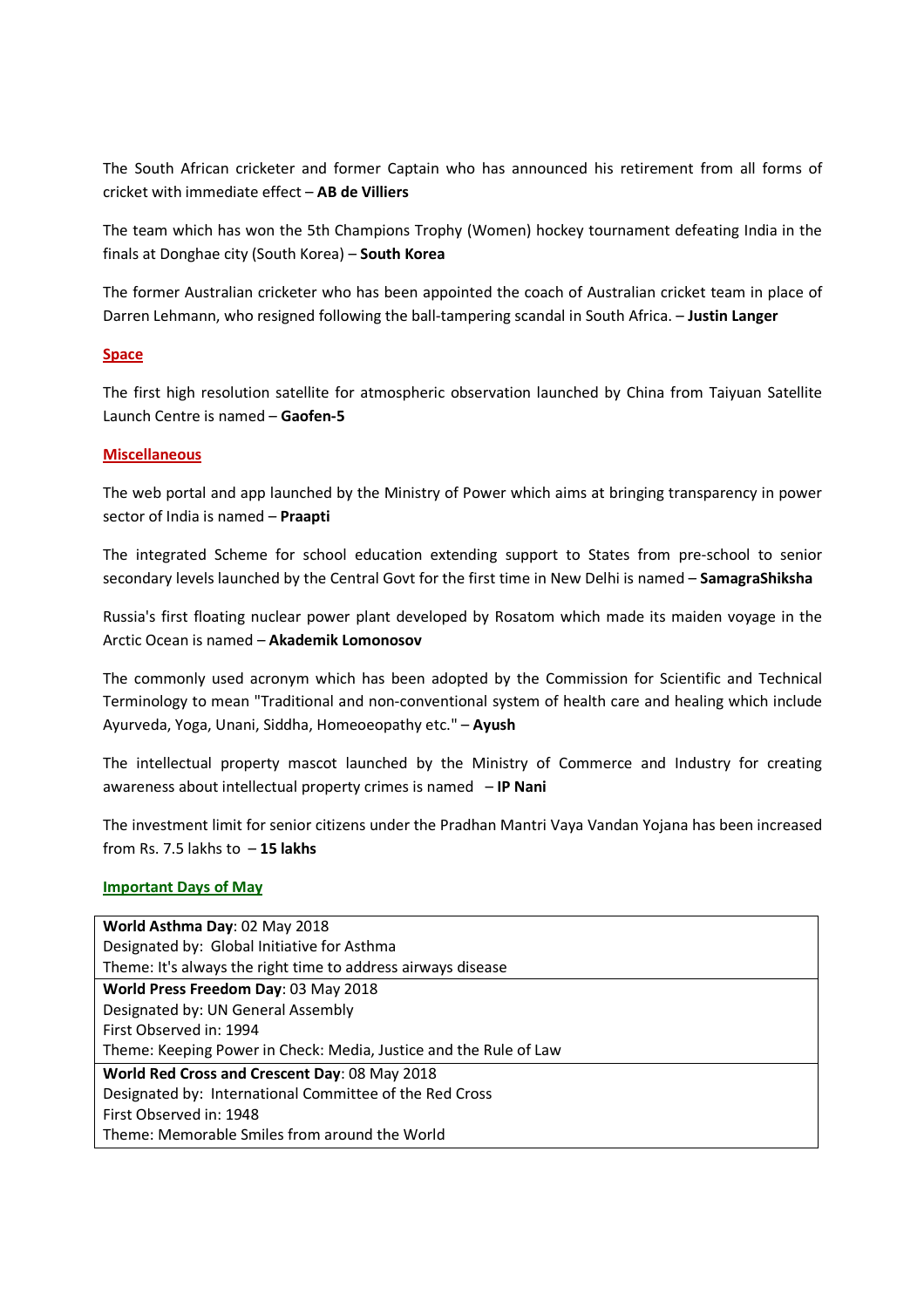The South African cricketer and former Captain who has announced his retirement from all forms of cricket with immediate effect – **AB de Villiers**

The team which has won the 5th Champions Trophy (Women) hockey tournament defeating India in the finals at Donghae city (South Korea) – **South Korea**

The former Australian cricketer who has been appointed the coach of Australian cricket team in place of Darren Lehmann, who resigned following the ball-tampering scandal in South Africa. – **Justin Langer**

## Space

The first high resolution satellite for atmospheric observation launched by China from Taiyuan Satellite Launch Centre is named – **Gaofen-5**

## Miscellaneous

The web portal and app launched by the Ministry of Power which aims at bringing transparency in power sector of India is named – **Praapti**

The integrated Scheme for school education extending support to States from pre-school to senior secondary levels launched by the Central Govt for the first time in New Delhi is named – **SamagraShiksha**

Russia's first floating nuclear power plant developed by Rosatom which made its maiden voyage in the Arctic Ocean is named – **Akademik Lomonosov**

The commonly used acronym which has been adopted by the Commission for Scientific and Technical Terminology to mean "Traditional and non-conventional system of health care and healing which include Ayurveda, Yoga, Unani, Siddha, Homeoeopathy etc." – **Ayush**

The intellectual property mascot launched by the Ministry of Commerce and Industry for creating awareness about intellectual property crimes is named – **IP Nani**

The investment limit for senior citizens under the Pradhan Mantri Vaya Vandan Yojana has been increased from Rs. 7.5 lakhs to – **15 lakhs**

## Important Days of May

| |
|---|
| **World Asthma Day**: 02 May 2018<br>Designated by: Global Initiative for Asthma<br>Theme: It's always the right time to address airways disease |
| **World Press Freedom Day**: 03 May 2018<br>Designated by: UN General Assembly<br>First Observed in: 1994<br>Theme: Keeping Power in Check: Media, Justice and the Rule of Law |
| **World Red Cross and Crescent Day**: 08 May 2018<br>Designated by: International Committee of the Red Cross<br>First Observed in: 1948<br>Theme: Memorable Smiles from around the World |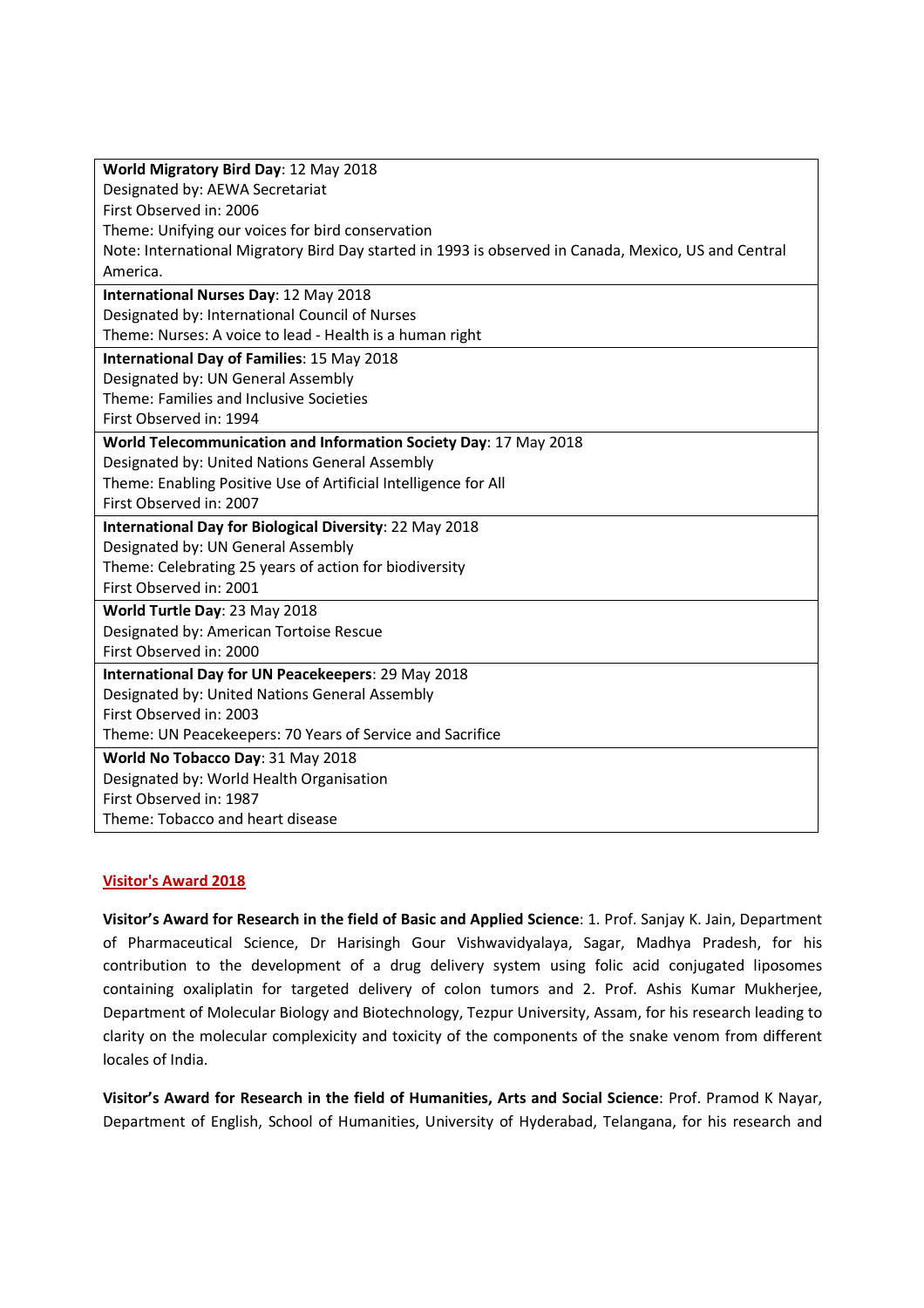| |
|---|
| **World Migratory Bird Day**: 12 May 2018<br>Designated by: AEWA Secretariat<br>First Observed in: 2006<br>Theme: Unifying our voices for bird conservation<br>Note: International Migratory Bird Day started in 1993 is observed in Canada, Mexico, US and Central America. |
| **International Nurses Day**: 12 May 2018<br>Designated by: International Council of Nurses<br>Theme: Nurses: A voice to lead - Health is a human right |
| **International Day of Families**: 15 May 2018<br>Designated by: UN General Assembly<br>Theme: Families and Inclusive Societies<br>First Observed in: 1994 |
| **World Telecommunication and Information Society Day**: 17 May 2018<br>Designated by: United Nations General Assembly<br>Theme: Enabling Positive Use of Artificial Intelligence for All<br>First Observed in: 2007 |
| **International Day for Biological Diversity**: 22 May 2018<br>Designated by: UN General Assembly<br>Theme: Celebrating 25 years of action for biodiversity<br>First Observed in: 2001 |
| **World Turtle Day**: 23 May 2018<br>Designated by: American Tortoise Rescue<br>First Observed in: 2000 |
| **International Day for UN Peacekeepers**: 29 May 2018<br>Designated by: United Nations General Assembly<br>First Observed in: 2003<br>Theme: UN Peacekeepers: 70 Years of Service and Sacrifice |
| **World No Tobacco Day**: 31 May 2018<br>Designated by: World Health Organisation<br>First Observed in: 1987<br>Theme: Tobacco and heart disease |

## Visitor's Award 2018

**Visitor's Award for Research in the field of Basic and Applied Science**: 1. Prof. Sanjay K. Jain, Department of Pharmaceutical Science, Dr Harisingh Gour Vishwavidyalaya, Sagar, Madhya Pradesh, for his contribution to the development of a drug delivery system using folic acid conjugated liposomes containing oxaliplatin for targeted delivery of colon tumors and 2. Prof. Ashis Kumar Mukherjee, Department of Molecular Biology and Biotechnology, Tezpur University, Assam, for his research leading to clarity on the molecular complexicity and toxicity of the components of the snake venom from different locales of India.

**Visitor's Award for Research in the field of Humanities, Arts and Social Science**: Prof. Pramod K Nayar, Department of English, School of Humanities, University of Hyderabad, Telangana, for his research and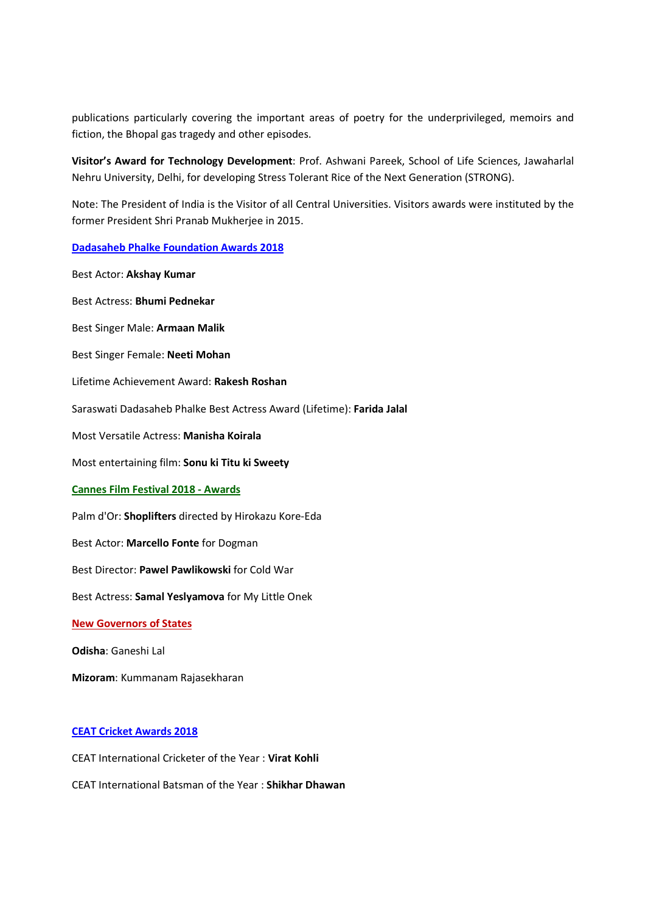publications particularly covering the important areas of poetry for the underprivileged, memoirs and fiction, the Bhopal gas tragedy and other episodes.

**Visitor's Award for Technology Development**: Prof. Ashwani Pareek, School of Life Sciences, Jawaharlal Nehru University, Delhi, for developing Stress Tolerant Rice of the Next Generation (STRONG).

Note: The President of India is the Visitor of all Central Universities. Visitors awards were instituted by the former President Shri Pranab Mukherjee in 2015.

## Dadasaheb Phalke Foundation Awards 2018

Best Actor: **Akshay Kumar**

Best Actress: **Bhumi Pednekar**

Best Singer Male: **Armaan Malik**

Best Singer Female: **Neeti Mohan**

Lifetime Achievement Award: **Rakesh Roshan**

Saraswati Dadasaheb Phalke Best Actress Award (Lifetime): **Farida Jalal**

Most Versatile Actress: **Manisha Koirala**

Most entertaining film: **Sonu ki Titu ki Sweety**

## Cannes Film Festival 2018 - Awards

Palm d'Or: **Shoplifters** directed by Hirokazu Kore-Eda

Best Actor: **Marcello Fonte** for Dogman

Best Director: **Pawel Pawlikowski** for Cold War

Best Actress: **Samal Yeslyamova** for My Little Onek

## New Governors of States

**Odisha**: Ganeshi Lal

**Mizoram**: Kummanam Rajasekharan

## CEAT Cricket Awards 2018

CEAT International Cricketer of the Year : **Virat Kohli**

CEAT International Batsman of the Year : **Shikhar Dhawan**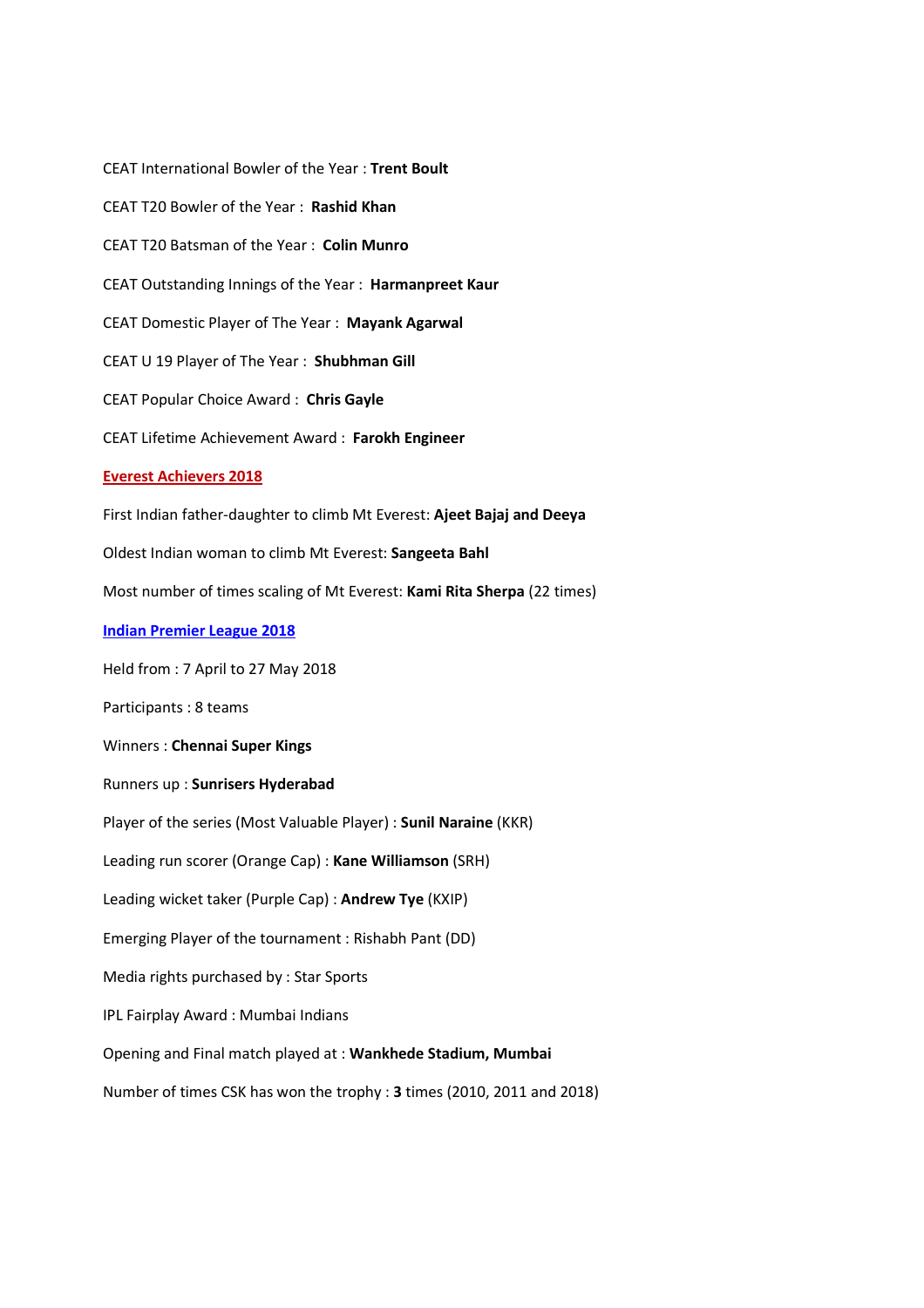CEAT International Bowler of the Year : **Trent Boult**

CEAT T20 Bowler of the Year : **Rashid Khan**

CEAT T20 Batsman of the Year : **Colin Munro**

CEAT Outstanding Innings of the Year : **Harmanpreet Kaur**

CEAT Domestic Player of The Year : **Mayank Agarwal**

CEAT U 19 Player of The Year : **Shubhman Gill**

CEAT Popular Choice Award : **Chris Gayle**

CEAT Lifetime Achievement Award : **Farokh Engineer**

## Everest Achievers 2018

First Indian father-daughter to climb Mt Everest: **Ajeet Bajaj and Deeya**

Oldest Indian woman to climb Mt Everest: **Sangeeta Bahl**

Most number of times scaling of Mt Everest: **Kami Rita Sherpa** (22 times)

## Indian Premier League 2018

Held from : 7 April to 27 May 2018

Participants : 8 teams

Winners : **Chennai Super Kings**

Runners up : **Sunrisers Hyderabad**

Player of the series (Most Valuable Player) : **Sunil Naraine** (KKR)

Leading run scorer (Orange Cap) : **Kane Williamson** (SRH)

Leading wicket taker (Purple Cap) : **Andrew Tye** (KXIP)

Emerging Player of the tournament : Rishabh Pant (DD)

Media rights purchased by : Star Sports

IPL Fairplay Award : Mumbai Indians

Opening and Final match played at : **Wankhede Stadium, Mumbai**

Number of times CSK has won the trophy : **3** times (2010, 2011 and 2018)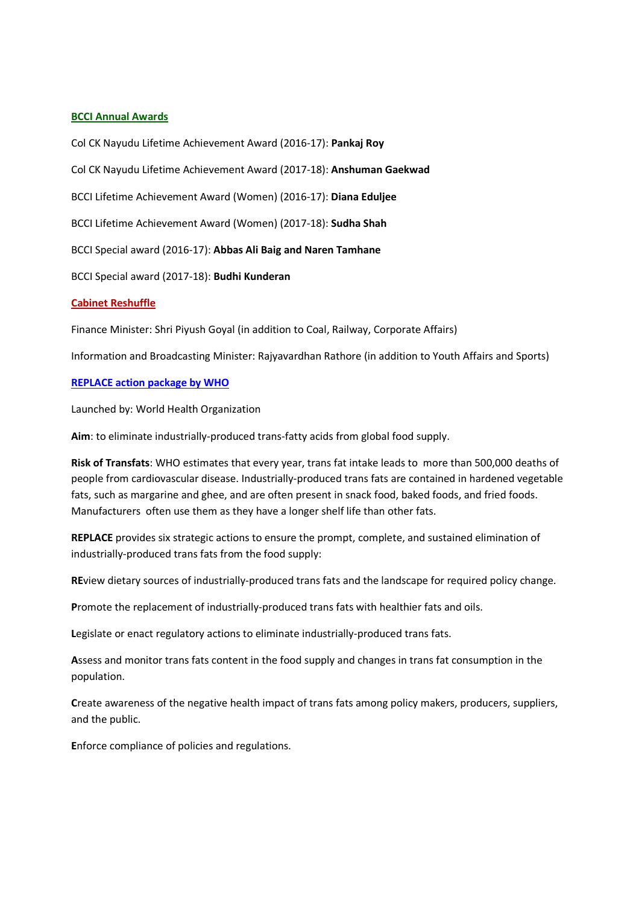## BCCI Annual Awards

Col CK Nayudu Lifetime Achievement Award (2016-17): **Pankaj Roy**

Col CK Nayudu Lifetime Achievement Award (2017-18): **Anshuman Gaekwad**

BCCI Lifetime Achievement Award (Women) (2016-17): **Diana Eduljee**

BCCI Lifetime Achievement Award (Women) (2017-18): **Sudha Shah**

BCCI Special award (2016-17): **Abbas Ali Baig and Naren Tamhane**

BCCI Special award (2017-18): **Budhi Kunderan**

## Cabinet Reshuffle

Finance Minister: Shri Piyush Goyal (in addition to Coal, Railway, Corporate Affairs)

Information and Broadcasting Minister: Rajyavardhan Rathore (in addition to Youth Affairs and Sports)

## REPLACE action package by WHO

Launched by: World Health Organization

**Aim**: to eliminate industrially-produced trans-fatty acids from global food supply.

**Risk of Transfats**: WHO estimates that every year, trans fat intake leads to more than 500,000 deaths of people from cardiovascular disease. Industrially-produced trans fats are contained in hardened vegetable fats, such as margarine and ghee, and are often present in snack food, baked foods, and fried foods. Manufacturers often use them as they have a longer shelf life than other fats.

**REPLACE** provides six strategic actions to ensure the prompt, complete, and sustained elimination of industrially-produced trans fats from the food supply:

**RE**view dietary sources of industrially-produced trans fats and the landscape for required policy change.

**P**romote the replacement of industrially-produced trans fats with healthier fats and oils.

**L**egislate or enact regulatory actions to eliminate industrially-produced trans fats.

**A**ssess and monitor trans fats content in the food supply and changes in trans fat consumption in the population.

**C**reate awareness of the negative health impact of trans fats among policy makers, producers, suppliers, and the public.

**E**nforce compliance of policies and regulations.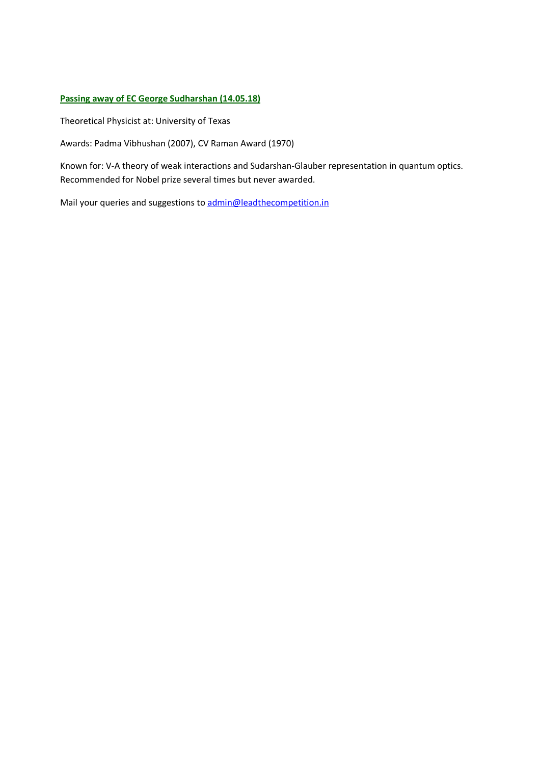## Passing away of EC George Sudharshan (14.05.18)

Theoretical Physicist at: University of Texas

Awards: Padma Vibhushan (2007), CV Raman Award (1970)

Known for: V-A theory of weak interactions and Sudarshan-Glauber representation in quantum optics. Recommended for Nobel prize several times but never awarded.

Mail your queries and suggestions to [admin@leadthecompetition.in](mailto:admin@leadthecompetition.in)